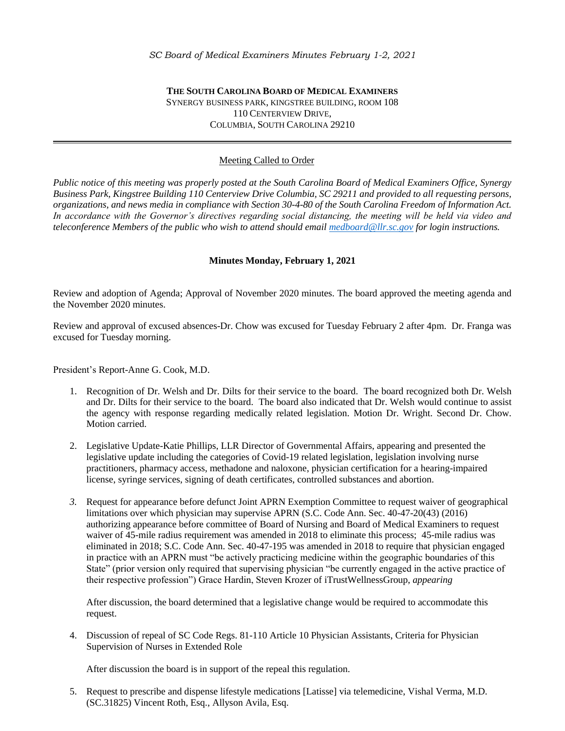**THE SOUTH CAROLINA BOARD OF MEDICAL EXAMINERS**
SYNERGY BUSINESS PARK, KINGSTREE BUILDING, ROOM 108
110 CENTERVIEW DRIVE,
COLUMBIA, SOUTH CAROLINA 29210

---

Meeting Called to Order

*Public notice of this meeting was properly posted at the South Carolina Board of Medical Examiners Office, Synergy Business Park, Kingstree Building 110 Centerview Drive Columbia, SC 29211 and provided to all requesting persons, organizations, and news media in compliance with Section 30-4-80 of the South Carolina Freedom of Information Act. In accordance with the Governor's directives regarding social distancing, the meeting will be held via video and teleconference Members of the public who wish to attend should email medboard@llr.sc.gov for login instructions.*

**Minutes Monday, February 1, 2021**

Review and adoption of Agenda; Approval of November 2020 minutes. The board approved the meeting agenda and the November 2020 minutes.

Review and approval of excused absences-Dr. Chow was excused for Tuesday February 2 after 4pm. Dr. Franga was excused for Tuesday morning.

President's Report-Anne G. Cook, M.D.

1. Recognition of Dr. Welsh and Dr. Dilts for their service to the board. The board recognized both Dr. Welsh and Dr. Dilts for their service to the board. The board also indicated that Dr. Welsh would continue to assist the agency with response regarding medically related legislation. Motion Dr. Wright. Second Dr. Chow. Motion carried.

2. Legislative Update-Katie Phillips, LLR Director of Governmental Affairs, appearing and presented the legislative update including the categories of Covid-19 related legislation, legislation involving nurse practitioners, pharmacy access, methadone and naloxone, physician certification for a hearing-impaired license, syringe services, signing of death certificates, controlled substances and abortion.

3. Request for appearance before defunct Joint APRN Exemption Committee to request waiver of geographical limitations over which physician may supervise APRN (S.C. Code Ann. Sec. 40-47-20(43) (2016) authorizing appearance before committee of Board of Nursing and Board of Medical Examiners to request waiver of 45-mile radius requirement was amended in 2018 to eliminate this process; 45-mile radius was eliminated in 2018; S.C. Code Ann. Sec. 40-47-195 was amended in 2018 to require that physician engaged in practice with an APRN must "be actively practicing medicine within the geographic boundaries of this State" (prior version only required that supervising physician "be currently engaged in the active practice of their respective profession") Grace Hardin, Steven Krozer of iTrustWellnessGroup, *appearing*

   After discussion, the board determined that a legislative change would be required to accommodate this request.

4. Discussion of repeal of SC Code Regs. 81-110 Article 10 Physician Assistants, Criteria for Physician Supervision of Nurses in Extended Role

   After discussion the board is in support of the repeal this regulation.

5. Request to prescribe and dispense lifestyle medications [Latisse] via telemedicine, Vishal Verma, M.D. (SC.31825) Vincent Roth, Esq., Allyson Avila, Esq.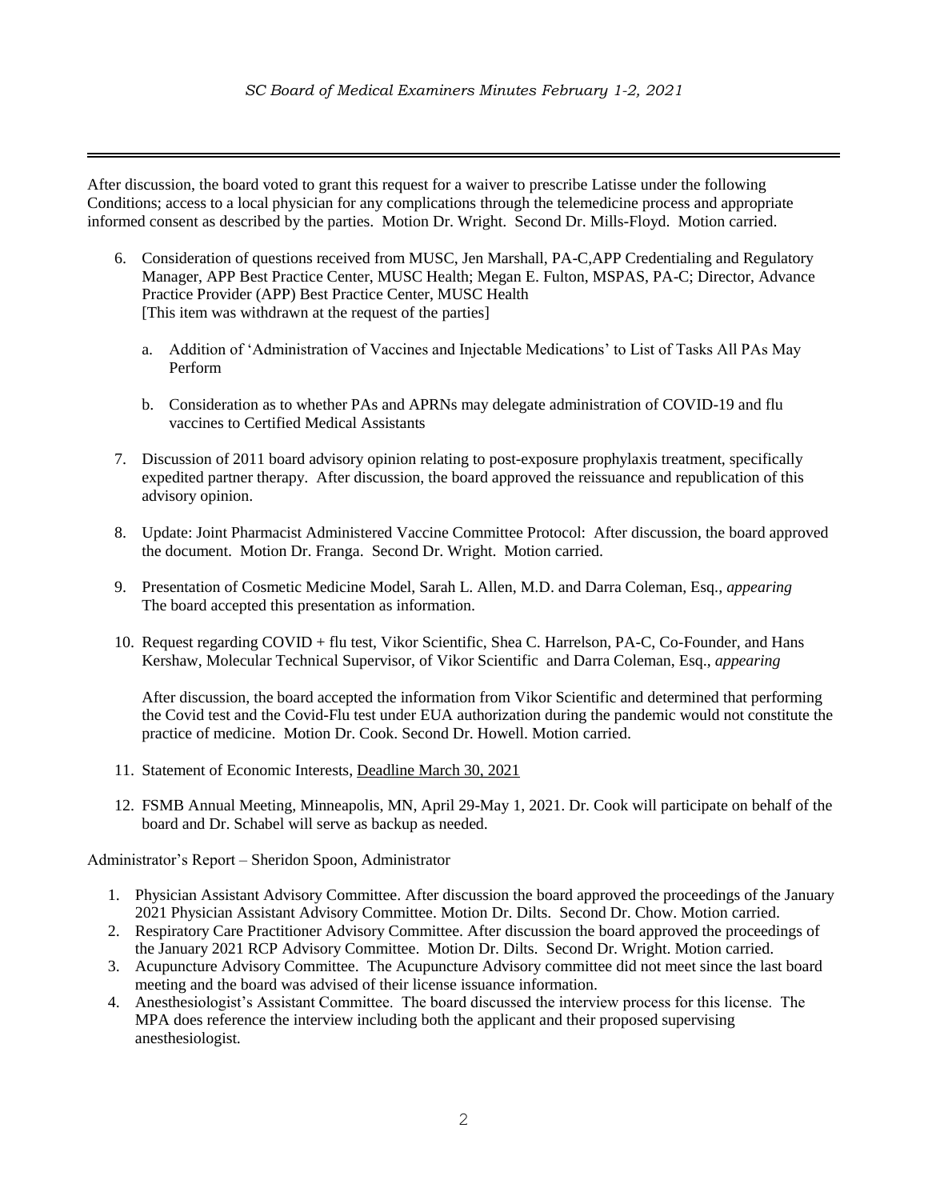After discussion, the board voted to grant this request for a waiver to prescribe Latisse under the following Conditions; access to a local physician for any complications through the telemedicine process and appropriate informed consent as described by the parties. Motion Dr. Wright. Second Dr. Mills-Floyd. Motion carried.

6. Consideration of questions received from MUSC, Jen Marshall, PA-C,APP Credentialing and Regulatory Manager, APP Best Practice Center, MUSC Health; Megan E. Fulton, MSPAS, PA-C; Director, Advance Practice Provider (APP) Best Practice Center, MUSC Health
   [This item was withdrawn at the request of the parties]

   a. Addition of 'Administration of Vaccines and Injectable Medications' to List of Tasks All PAs May Perform

   b. Consideration as to whether PAs and APRNs may delegate administration of COVID-19 and flu vaccines to Certified Medical Assistants

7. Discussion of 2011 board advisory opinion relating to post-exposure prophylaxis treatment, specifically expedited partner therapy. After discussion, the board approved the reissuance and republication of this advisory opinion.

8. Update: Joint Pharmacist Administered Vaccine Committee Protocol: After discussion, the board approved the document. Motion Dr. Franga. Second Dr. Wright. Motion carried.

9. Presentation of Cosmetic Medicine Model, Sarah L. Allen, M.D. and Darra Coleman, Esq., *appearing*
   The board accepted this presentation as information.

10. Request regarding COVID + flu test, Vikor Scientific, Shea C. Harrelson, PA-C, Co-Founder, and Hans Kershaw, Molecular Technical Supervisor, of Vikor Scientific and Darra Coleman, Esq., *appearing*

    After discussion, the board accepted the information from Vikor Scientific and determined that performing the Covid test and the Covid-Flu test under EUA authorization during the pandemic would not constitute the practice of medicine. Motion Dr. Cook. Second Dr. Howell. Motion carried.

11. Statement of Economic Interests, Deadline March 30, 2021

12. FSMB Annual Meeting, Minneapolis, MN, April 29-May 1, 2021. Dr. Cook will participate on behalf of the board and Dr. Schabel will serve as backup as needed.

Administrator's Report – Sheridon Spoon, Administrator

1. Physician Assistant Advisory Committee. After discussion the board approved the proceedings of the January 2021 Physician Assistant Advisory Committee. Motion Dr. Dilts. Second Dr. Chow. Motion carried.
2. Respiratory Care Practitioner Advisory Committee. After discussion the board approved the proceedings of the January 2021 RCP Advisory Committee. Motion Dr. Dilts. Second Dr. Wright. Motion carried.
3. Acupuncture Advisory Committee. The Acupuncture Advisory committee did not meet since the last board meeting and the board was advised of their license issuance information.
4. Anesthesiologist's Assistant Committee. The board discussed the interview process for this license. The MPA does reference the interview including both the applicant and their proposed supervising anesthesiologist.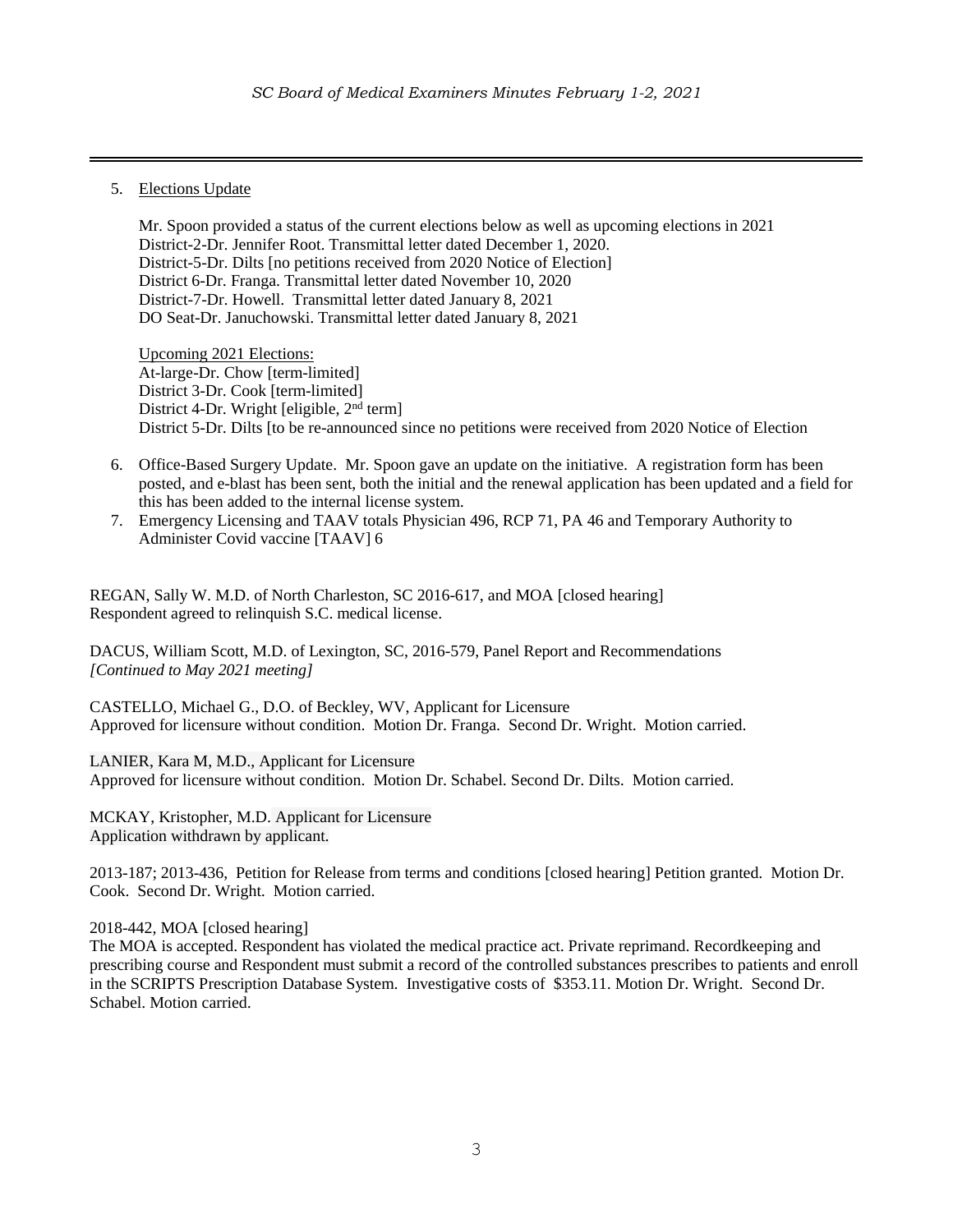5. Elections Update

   Mr. Spoon provided a status of the current elections below as well as upcoming elections in 2021
   District-2-Dr. Jennifer Root. Transmittal letter dated December 1, 2020.
   District-5-Dr. Dilts [no petitions received from 2020 Notice of Election]
   District 6-Dr. Franga. Transmittal letter dated November 10, 2020
   District-7-Dr. Howell. Transmittal letter dated January 8, 2021
   DO Seat-Dr. Januchowski. Transmittal letter dated January 8, 2021

   Upcoming 2021 Elections:
   At-large-Dr. Chow [term-limited]
   District 3-Dr. Cook [term-limited]
   District 4-Dr. Wright [eligible, 2nd term]
   District 5-Dr. Dilts [to be re-announced since no petitions were received from 2020 Notice of Election

6. Office-Based Surgery Update. Mr. Spoon gave an update on the initiative. A registration form has been posted, and e-blast has been sent, both the initial and the renewal application has been updated and a field for this has been added to the internal license system.
7. Emergency Licensing and TAAV totals Physician 496, RCP 71, PA 46 and Temporary Authority to Administer Covid vaccine [TAAV] 6

REGAN, Sally W. M.D. of North Charleston, SC 2016-617, and MOA [closed hearing]
Respondent agreed to relinquish S.C. medical license.

DACUS, William Scott, M.D. of Lexington, SC, 2016-579, Panel Report and Recommendations
*[Continued to May 2021 meeting]*

CASTELLO, Michael G., D.O. of Beckley, WV, Applicant for Licensure
Approved for licensure without condition. Motion Dr. Franga. Second Dr. Wright. Motion carried.

LANIER, Kara M, M.D., Applicant for Licensure
Approved for licensure without condition. Motion Dr. Schabel. Second Dr. Dilts. Motion carried.

MCKAY, Kristopher, M.D. Applicant for Licensure
Application withdrawn by applicant.

2013-187; 2013-436, Petition for Release from terms and conditions [closed hearing] Petition granted. Motion Dr. Cook. Second Dr. Wright. Motion carried.

2018-442, MOA [closed hearing]
The MOA is accepted. Respondent has violated the medical practice act. Private reprimand. Recordkeeping and prescribing course and Respondent must submit a record of the controlled substances prescribes to patients and enroll in the SCRIPTS Prescription Database System. Investigative costs of $353.11. Motion Dr. Wright. Second Dr. Schabel. Motion carried.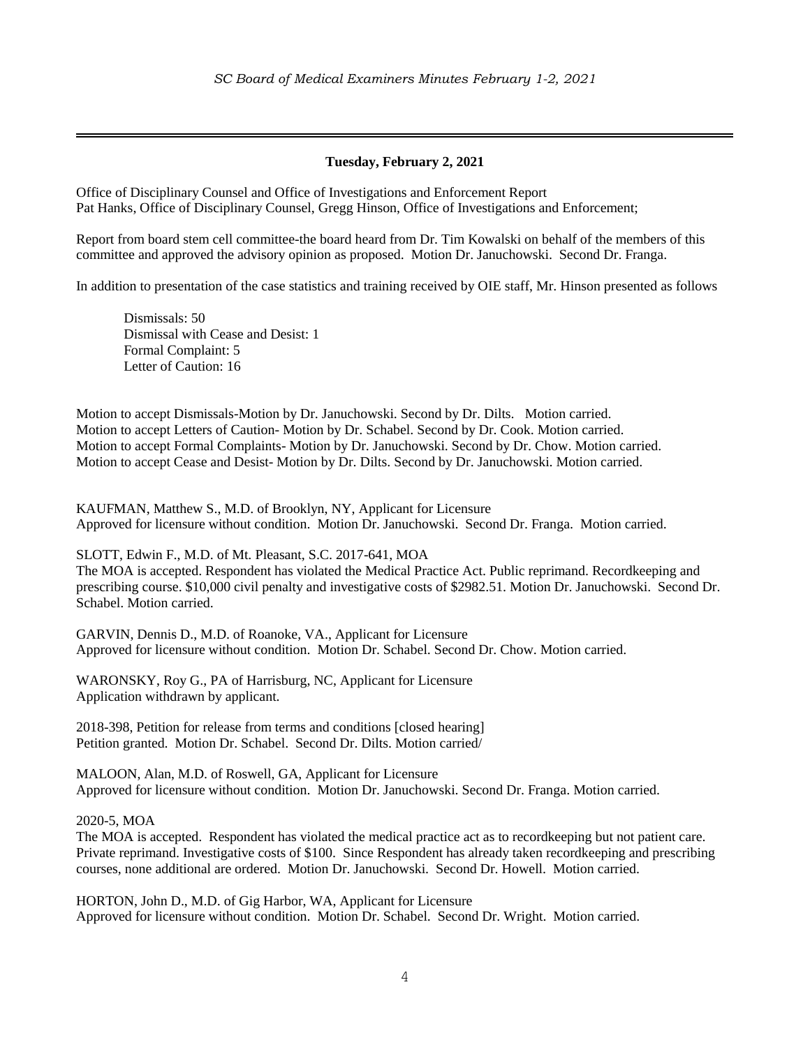**Tuesday, February 2, 2021**

Office of Disciplinary Counsel and Office of Investigations and Enforcement Report
Pat Hanks, Office of Disciplinary Counsel, Gregg Hinson, Office of Investigations and Enforcement;

Report from board stem cell committee-the board heard from Dr. Tim Kowalski on behalf of the members of this committee and approved the advisory opinion as proposed. Motion Dr. Januchowski. Second Dr. Franga.

In addition to presentation of the case statistics and training received by OIE staff, Mr. Hinson presented as follows

Dismissals: 50
Dismissal with Cease and Desist: 1
Formal Complaint: 5
Letter of Caution: 16

Motion to accept Dismissals-Motion by Dr. Januchowski. Second by Dr. Dilts. Motion carried.
Motion to accept Letters of Caution- Motion by Dr. Schabel. Second by Dr. Cook. Motion carried.
Motion to accept Formal Complaints- Motion by Dr. Januchowski. Second by Dr. Chow. Motion carried.
Motion to accept Cease and Desist- Motion by Dr. Dilts. Second by Dr. Januchowski. Motion carried.

KAUFMAN, Matthew S., M.D. of Brooklyn, NY, Applicant for Licensure
Approved for licensure without condition. Motion Dr. Januchowski. Second Dr. Franga. Motion carried.

SLOTT, Edwin F., M.D. of Mt. Pleasant, S.C. 2017-641, MOA
The MOA is accepted. Respondent has violated the Medical Practice Act. Public reprimand. Recordkeeping and prescribing course. $10,000 civil penalty and investigative costs of $2982.51. Motion Dr. Januchowski. Second Dr. Schabel. Motion carried.

GARVIN, Dennis D., M.D. of Roanoke, VA., Applicant for Licensure
Approved for licensure without condition. Motion Dr. Schabel. Second Dr. Chow. Motion carried.

WARONSKY, Roy G., PA of Harrisburg, NC, Applicant for Licensure
Application withdrawn by applicant.

2018-398, Petition for release from terms and conditions [closed hearing]
Petition granted. Motion Dr. Schabel. Second Dr. Dilts. Motion carried/

MALOON, Alan, M.D. of Roswell, GA, Applicant for Licensure
Approved for licensure without condition. Motion Dr. Januchowski. Second Dr. Franga. Motion carried.

2020-5, MOA
The MOA is accepted. Respondent has violated the medical practice act as to recordkeeping but not patient care. Private reprimand. Investigative costs of $100. Since Respondent has already taken recordkeeping and prescribing courses, none additional are ordered. Motion Dr. Januchowski. Second Dr. Howell. Motion carried.

HORTON, John D., M.D. of Gig Harbor, WA, Applicant for Licensure
Approved for licensure without condition. Motion Dr. Schabel. Second Dr. Wright. Motion carried.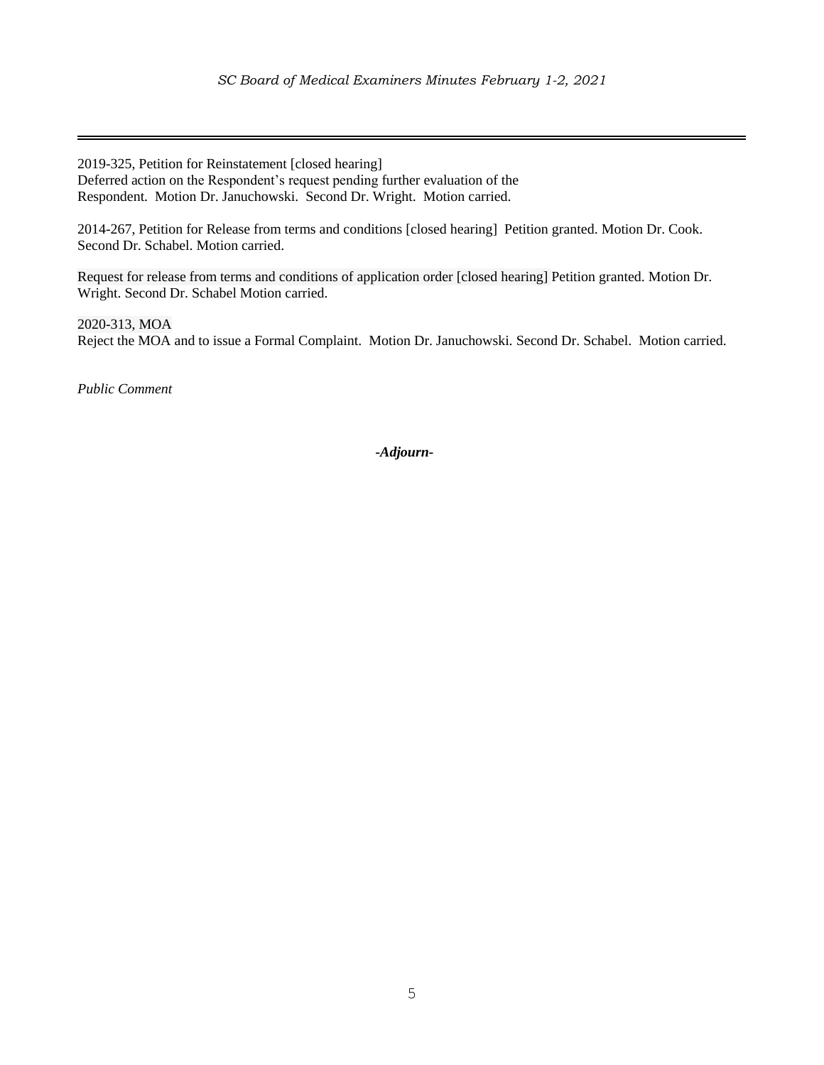2019-325, Petition for Reinstatement [closed hearing]
Deferred action on the Respondent's request pending further evaluation of the Respondent. Motion Dr. Januchowski. Second Dr. Wright. Motion carried.

2014-267, Petition for Release from terms and conditions [closed hearing] Petition granted. Motion Dr. Cook. Second Dr. Schabel. Motion carried.

Request for release from terms and conditions of application order [closed hearing] Petition granted. Motion Dr. Wright. Second Dr. Schabel Motion carried.

2020-313, MOA
Reject the MOA and to issue a Formal Complaint. Motion Dr. Januchowski. Second Dr. Schabel. Motion carried.

*Public Comment*

***-Adjourn-***